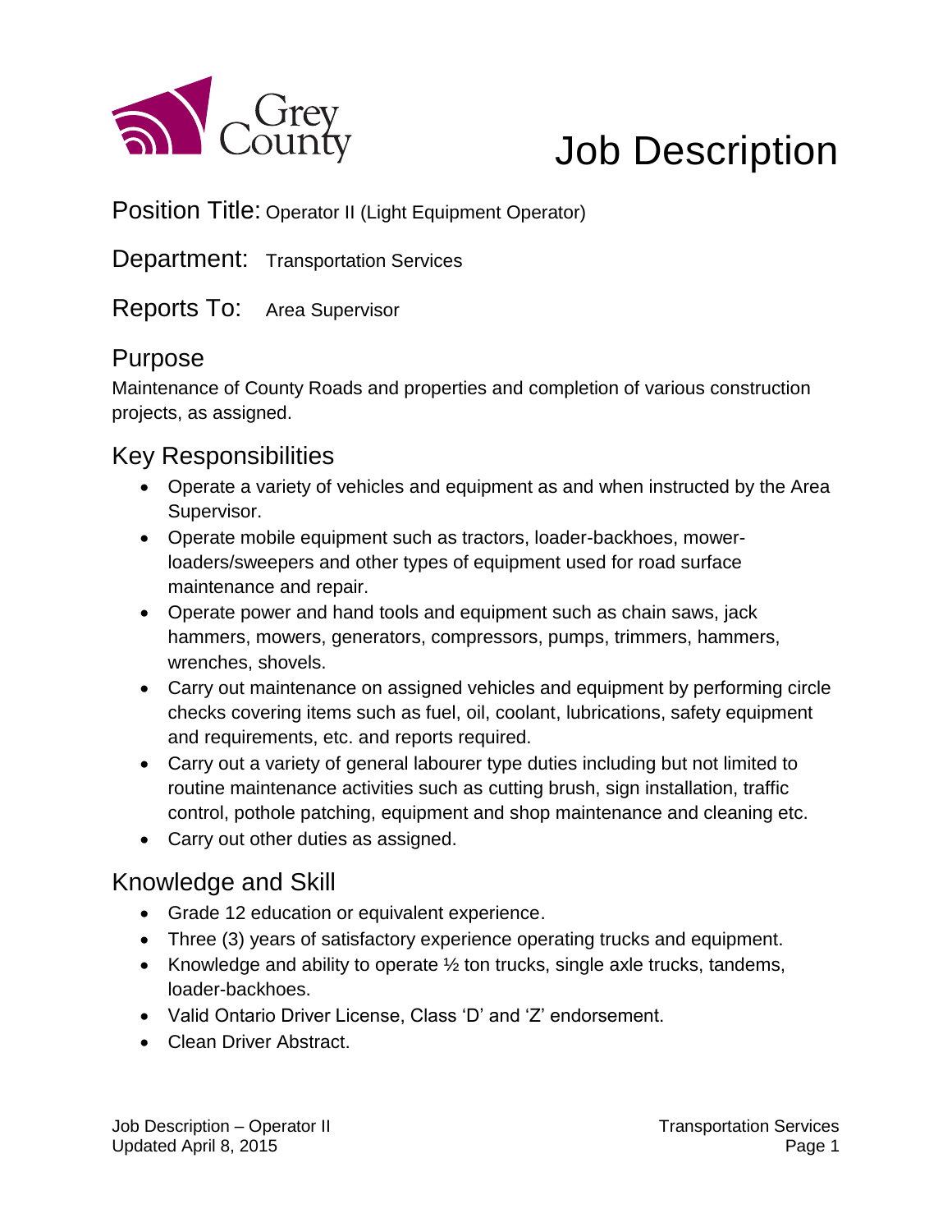Grey County

# Job Description

**Position Title:** Operator II (Light Equipment Operator)

**Department:** Transportation Services

**Reports To:** Area Supervisor

## Purpose

Maintenance of County Roads and properties and completion of various construction projects, as assigned.

## Key Responsibilities

- Operate a variety of vehicles and equipment as and when instructed by the Area Supervisor.
- Operate mobile equipment such as tractors, loader-backhoes, mower-loaders/sweepers and other types of equipment used for road surface maintenance and repair.
- Operate power and hand tools and equipment such as chain saws, jack hammers, mowers, generators, compressors, pumps, trimmers, hammers, wrenches, shovels.
- Carry out maintenance on assigned vehicles and equipment by performing circle checks covering items such as fuel, oil, coolant, lubrications, safety equipment and requirements, etc. and reports required.
- Carry out a variety of general labourer type duties including but not limited to routine maintenance activities such as cutting brush, sign installation, traffic control, pothole patching, equipment and shop maintenance and cleaning etc.
- Carry out other duties as assigned.

## Knowledge and Skill

- Grade 12 education or equivalent experience.
- Three (3) years of satisfactory experience operating trucks and equipment.
- Knowledge and ability to operate ½ ton trucks, single axle trucks, tandems, loader-backhoes.
- Valid Ontario Driver License, Class 'D' and 'Z' endorsement.
- Clean Driver Abstract.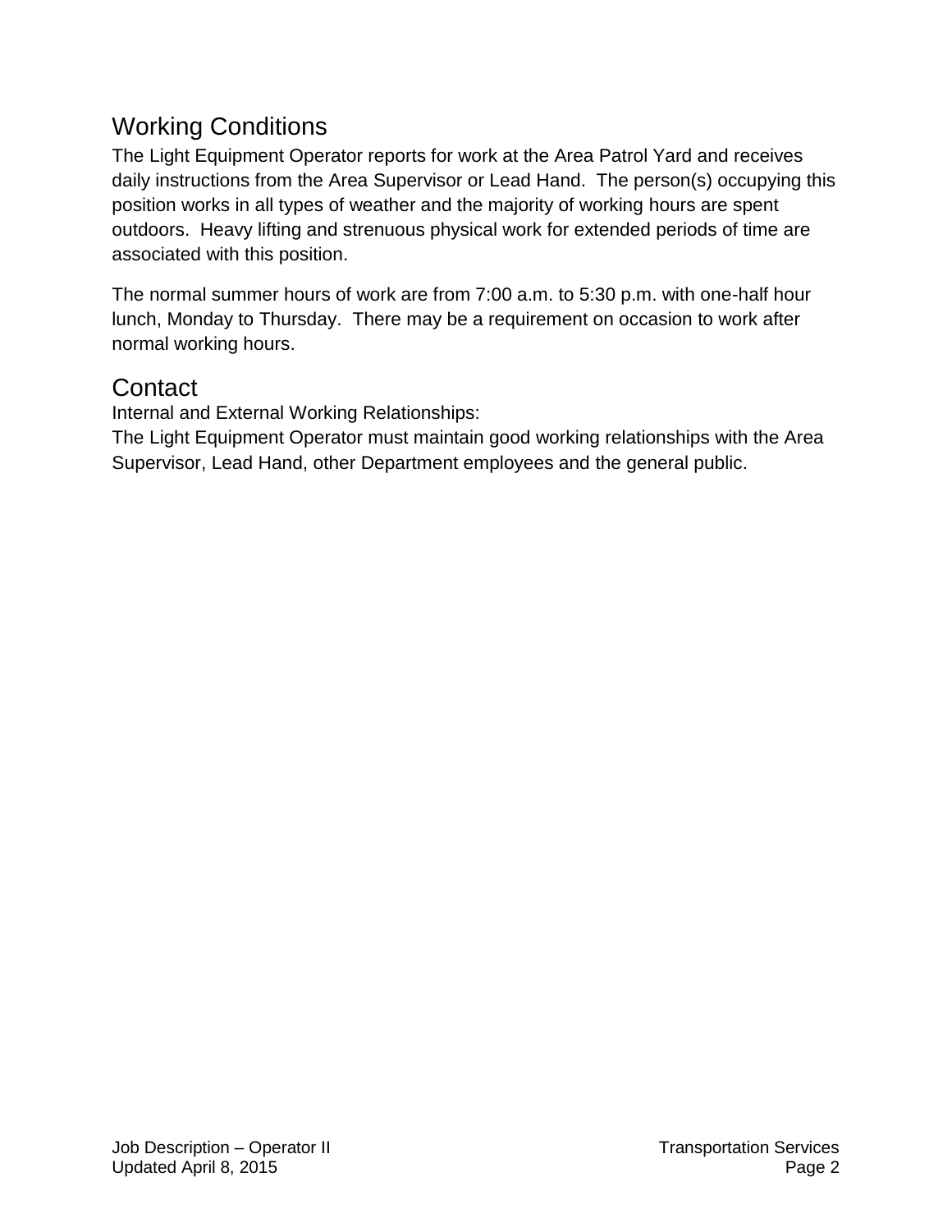## Working Conditions

The Light Equipment Operator reports for work at the Area Patrol Yard and receives daily instructions from the Area Supervisor or Lead Hand. The person(s) occupying this position works in all types of weather and the majority of working hours are spent outdoors. Heavy lifting and strenuous physical work for extended periods of time are associated with this position.

The normal summer hours of work are from 7:00 a.m. to 5:30 p.m. with one-half hour lunch, Monday to Thursday. There may be a requirement on occasion to work after normal working hours.

## Contact

Internal and External Working Relationships:

The Light Equipment Operator must maintain good working relationships with the Area Supervisor, Lead Hand, other Department employees and the general public.